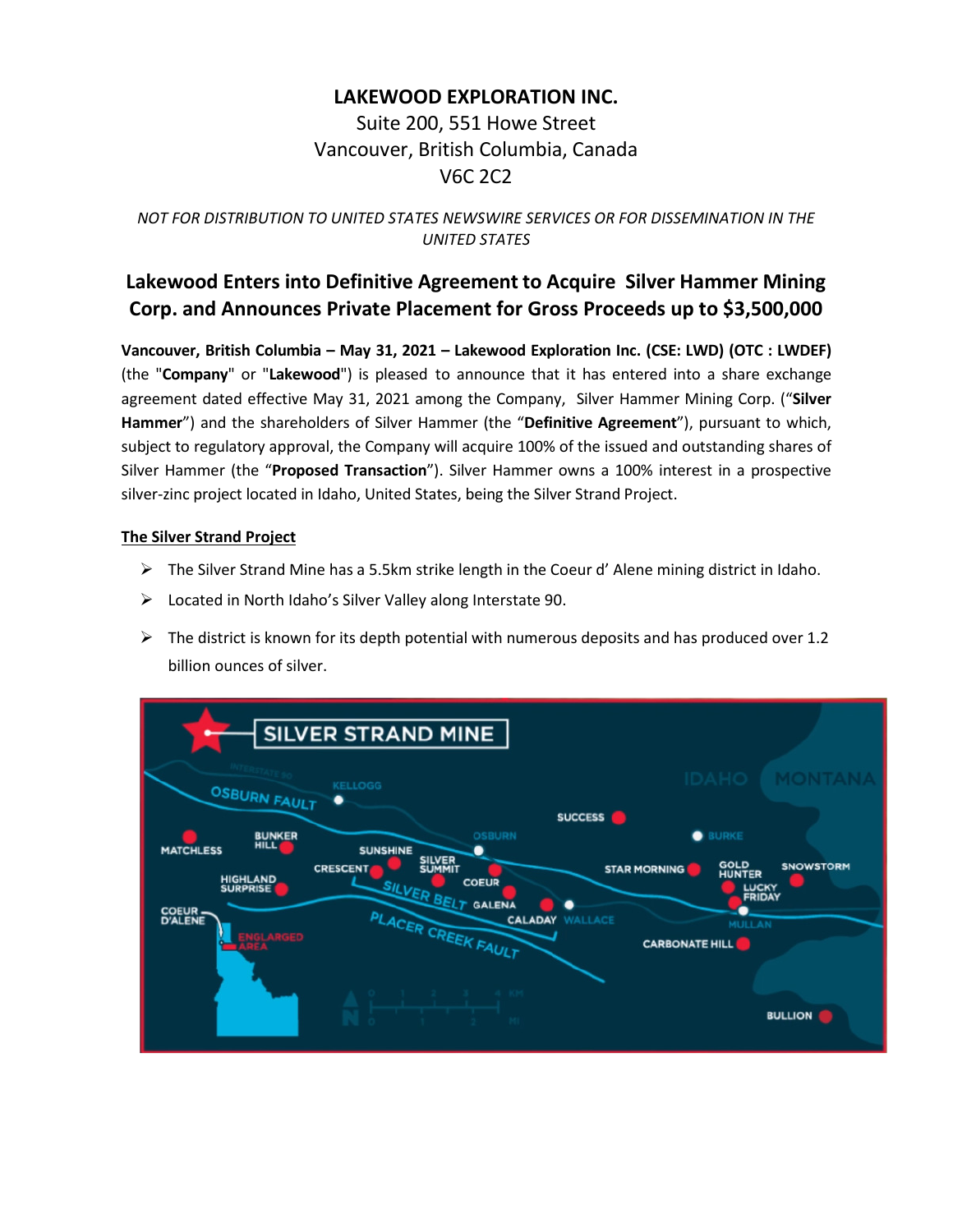**LAKEWOOD EXPLORATION INC.**
Suite 200, 551 Howe Street
Vancouver, British Columbia, Canada
V6C 2C2

*NOT FOR DISTRIBUTION TO UNITED STATES NEWSWIRE SERVICES OR FOR DISSEMINATION IN THE UNITED STATES*

# Lakewood Enters into Definitive Agreement to Acquire Silver Hammer Mining Corp. and Announces Private Placement for Gross Proceeds up to $3,500,000

**Vancouver, British Columbia – May 31, 2021 – Lakewood Exploration Inc. (CSE: LWD) (OTC : LWDEF)** (the "**Company**" or "**Lakewood**") is pleased to announce that it has entered into a share exchange agreement dated effective May 31, 2021 among the Company, Silver Hammer Mining Corp. ("**Silver Hammer**") and the shareholders of Silver Hammer (the "**Definitive Agreement**"), pursuant to which, subject to regulatory approval, the Company will acquire 100% of the issued and outstanding shares of Silver Hammer (the "**Proposed Transaction**"). Silver Hammer owns a 100% interest in a prospective silver-zinc project located in Idaho, United States, being the Silver Strand Project.

## The Silver Strand Project

- The Silver Strand Mine has a 5.5km strike length in the Coeur d' Alene mining district in Idaho.
- Located in North Idaho's Silver Valley along Interstate 90.
- The district is known for its depth potential with numerous deposits and has produced over 1.2 billion ounces of silver.

SILVER STRAND MINE
INTERSTATE 90
OSBURN FAULT
KELLOGG
IDAHO
MONTANA
SUCCESS
OSBURN
BURKE
MATCHLESS
BUNKER HILL
SUNSHINE
SILVER SUMMIT
CRESCENT
COEUR
STAR MORNING
GOLD HUNTER
SNOWSTORM
LUCKY FRIDAY
HIGHLAND SURPRISE
SILVER BELT
GALENA
CALADAY
WALLACE
MULLAN
COEUR D'ALENE
ENGLARGED AREA
PLACER CREEK FAULT
CARBONATE HILL
BULLION
0 1 2 3 4 KM
0 1 2 MI
N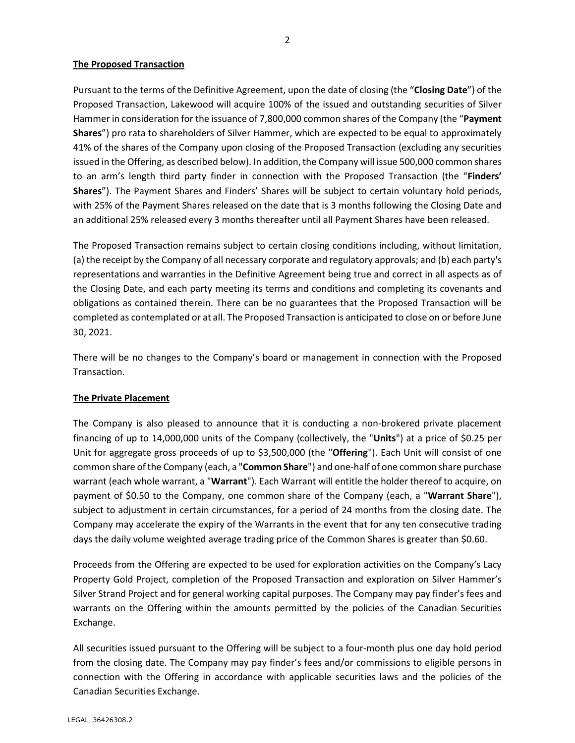**The Proposed Transaction**

Pursuant to the terms of the Definitive Agreement, upon the date of closing (the "**Closing Date**") of the Proposed Transaction, Lakewood will acquire 100% of the issued and outstanding securities of Silver Hammer in consideration for the issuance of 7,800,000 common shares of the Company (the "**Payment Shares**") pro rata to shareholders of Silver Hammer, which are expected to be equal to approximately 41% of the shares of the Company upon closing of the Proposed Transaction (excluding any securities issued in the Offering, as described below). In addition, the Company will issue 500,000 common shares to an arm's length third party finder in connection with the Proposed Transaction (the "**Finders' Shares**"). The Payment Shares and Finders' Shares will be subject to certain voluntary hold periods, with 25% of the Payment Shares released on the date that is 3 months following the Closing Date and an additional 25% released every 3 months thereafter until all Payment Shares have been released.

The Proposed Transaction remains subject to certain closing conditions including, without limitation, (a) the receipt by the Company of all necessary corporate and regulatory approvals; and (b) each party's representations and warranties in the Definitive Agreement being true and correct in all aspects as of the Closing Date, and each party meeting its terms and conditions and completing its covenants and obligations as contained therein. There can be no guarantees that the Proposed Transaction will be completed as contemplated or at all. The Proposed Transaction is anticipated to close on or before June 30, 2021.

There will be no changes to the Company's board or management in connection with the Proposed Transaction.

**The Private Placement**

The Company is also pleased to announce that it is conducting a non-brokered private placement financing of up to 14,000,000 units of the Company (collectively, the "**Units**") at a price of $0.25 per Unit for aggregate gross proceeds of up to $3,500,000 (the "**Offering**"). Each Unit will consist of one common share of the Company (each, a "**Common Share**") and one-half of one common share purchase warrant (each whole warrant, a "**Warrant**"). Each Warrant will entitle the holder thereof to acquire, on payment of $0.50 to the Company, one common share of the Company (each, a "**Warrant Share**"), subject to adjustment in certain circumstances, for a period of 24 months from the closing date. The Company may accelerate the expiry of the Warrants in the event that for any ten consecutive trading days the daily volume weighted average trading price of the Common Shares is greater than $0.60.

Proceeds from the Offering are expected to be used for exploration activities on the Company's Lacy Property Gold Project, completion of the Proposed Transaction and exploration on Silver Hammer's Silver Strand Project and for general working capital purposes. The Company may pay finder's fees and warrants on the Offering within the amounts permitted by the policies of the Canadian Securities Exchange.

All securities issued pursuant to the Offering will be subject to a four-month plus one day hold period from the closing date. The Company may pay finder's fees and/or commissions to eligible persons in connection with the Offering in accordance with applicable securities laws and the policies of the Canadian Securities Exchange.

LEGAL_36426308.2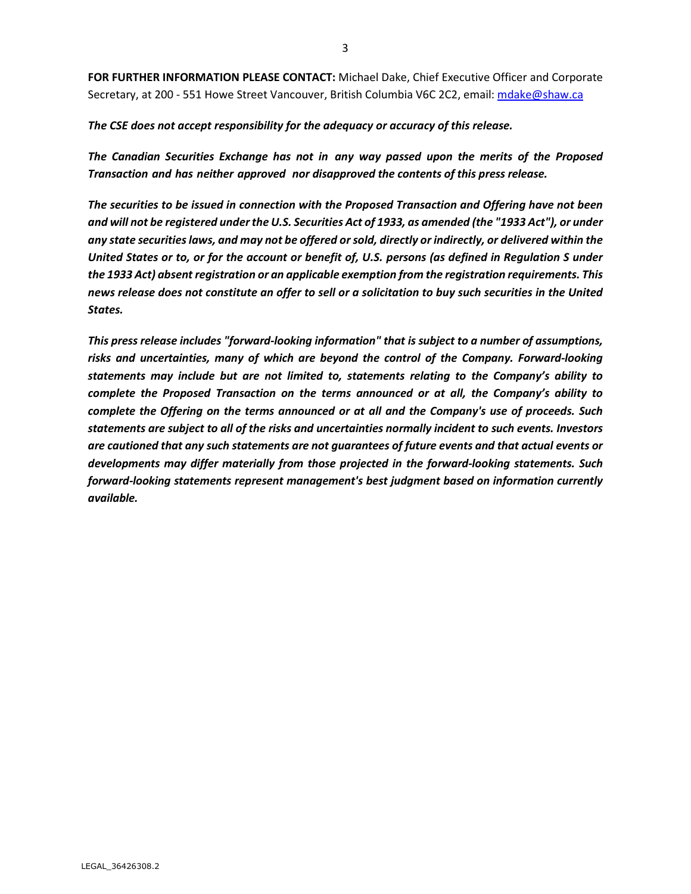**FOR FURTHER INFORMATION PLEASE CONTACT:** Michael Dake, Chief Executive Officer and Corporate Secretary, at 200 - 551 Howe Street Vancouver, British Columbia V6C 2C2, email: mdake@shaw.ca

***The CSE does not accept responsibility for the adequacy or accuracy of this release.***

***The Canadian Securities Exchange has not in any way passed upon the merits of the Proposed Transaction and has neither approved nor disapproved the contents of this press release.***

***The securities to be issued in connection with the Proposed Transaction and Offering have not been and will not be registered under the U.S. Securities Act of 1933, as amended (the "1933 Act"), or under any state securities laws, and may not be offered or sold, directly or indirectly, or delivered within the United States or to, or for the account or benefit of, U.S. persons (as defined in Regulation S under the 1933 Act) absent registration or an applicable exemption from the registration requirements. This news release does not constitute an offer to sell or a solicitation to buy such securities in the United States.***

***This press release includes "forward-looking information" that is subject to a number of assumptions, risks and uncertainties, many of which are beyond the control of the Company. Forward-looking statements may include but are not limited to, statements relating to the Company's ability to complete the Proposed Transaction on the terms announced or at all, the Company's ability to complete the Offering on the terms announced or at all and the Company's use of proceeds. Such statements are subject to all of the risks and uncertainties normally incident to such events. Investors are cautioned that any such statements are not guarantees of future events and that actual events or developments may differ materially from those projected in the forward-looking statements. Such forward-looking statements represent management's best judgment based on information currently available.***

LEGAL_36426308.2